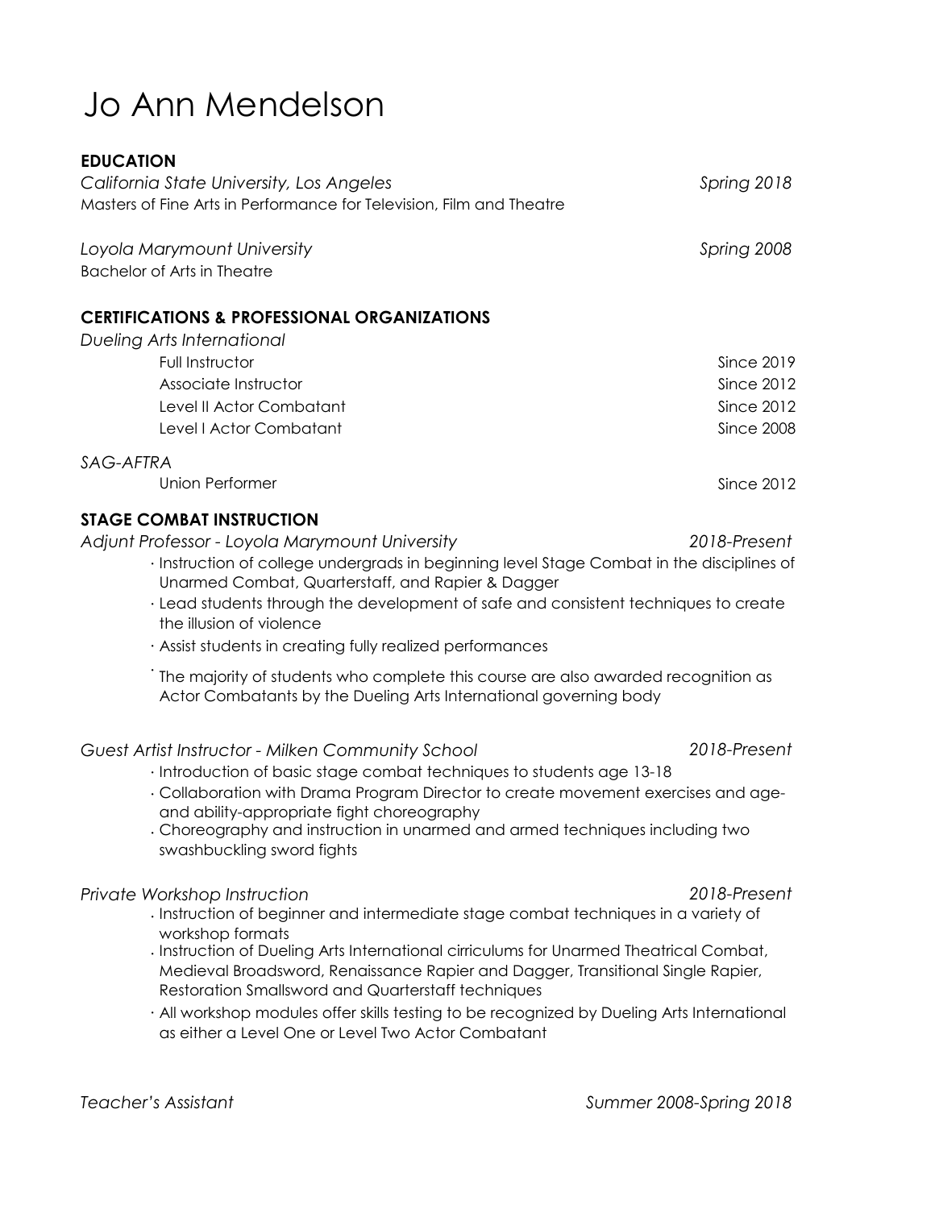# Jo Ann Mendelson

## EDUCATION

*California State University, Los Angeles* — *Spring 2018*
Masters of Fine Arts in Performance for Television, Film and Theatre

*Loyola Marymount University* — *Spring 2008*
Bachelor of Arts in Theatre

## CERTIFICATIONS & PROFESSIONAL ORGANIZATIONS

*Dueling Arts International*

- Full Instructor — Since 2019
- Associate Instructor — Since 2012
- Level II Actor Combatant — Since 2012
- Level I Actor Combatant — Since 2008

*SAG-AFTRA*

- Union Performer — Since 2012

## STAGE COMBAT INSTRUCTION

*Adjunt Professor - Loyola Marymount University* — *2018-Present*

- Instruction of college undergrads in beginning level Stage Combat in the disciplines of Unarmed Combat, Quarterstaff, and Rapier & Dagger
- Lead students through the development of safe and consistent techniques to create the illusion of violence
- Assist students in creating fully realized performances
- The majority of students who complete this course are also awarded recognition as Actor Combatants by the Dueling Arts International governing body

*Guest Artist Instructor - Milken Community School* — *2018-Present*

- Introduction of basic stage combat techniques to students age 13-18
- Collaboration with Drama Program Director to create movement exercises and age- and ability-appropriate fight choreography
- Choreography and instruction in unarmed and armed techniques including two swashbuckling sword fights

*Private Workshop Instruction* — *2018-Present*

- Instruction of beginner and intermediate stage combat techniques in a variety of workshop formats
- Instruction of Dueling Arts International cirriculums for Unarmed Theatrical Combat, Medieval Broadsword, Renaissance Rapier and Dagger, Transitional Single Rapier, Restoration Smallsword and Quarterstaff techniques
- All workshop modules offer skills testing to be recognized by Dueling Arts International as either a Level One or Level Two Actor Combatant

*Teacher's Assistant* — *Summer 2008-Spring 2018*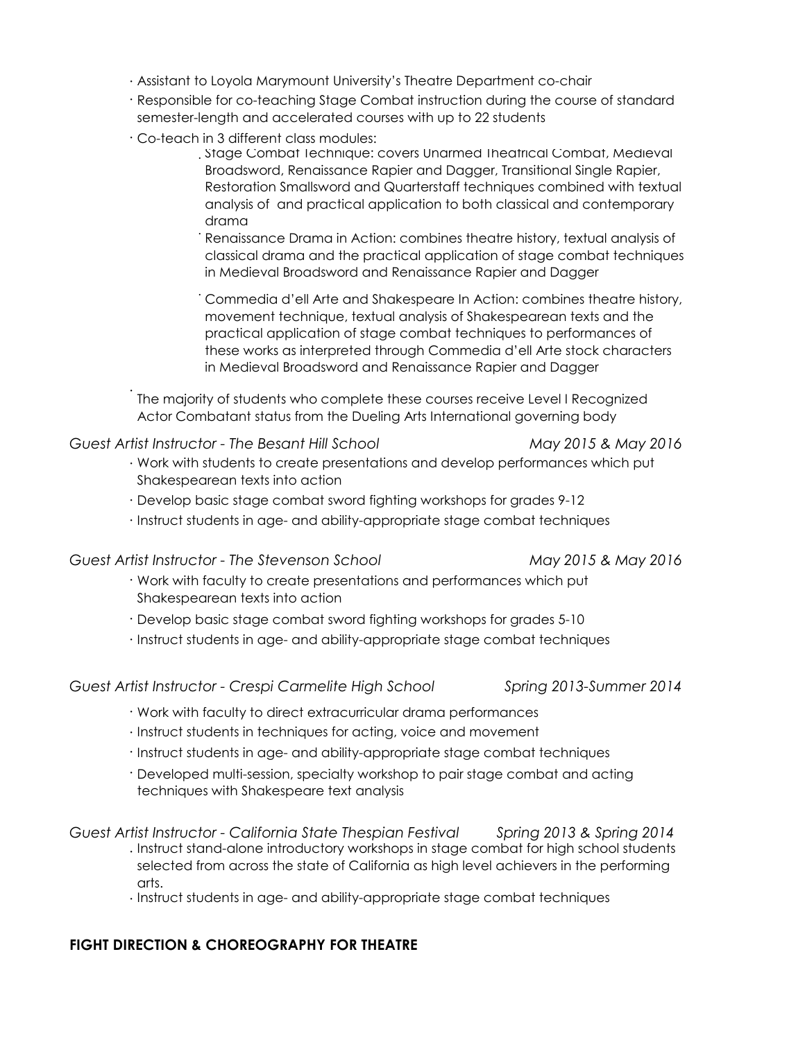- Assistant to Loyola Marymount University's Theatre Department co-chair
- Responsible for co-teaching Stage Combat instruction during the course of standard semester-length and accelerated courses with up to 22 students
- Co-teach in 3 different class modules:
    - Stage Combat Technique: covers Unarmed Theatrical Combat, Medieval Broadsword, Renaissance Rapier and Dagger, Transitional Single Rapier, Restoration Smallsword and Quarterstaff techniques combined with textual analysis of and practical application to both classical and contemporary drama
    - Renaissance Drama in Action: combines theatre history, textual analysis of classical drama and the practical application of stage combat techniques in Medieval Broadsword and Renaissance Rapier and Dagger
    - Commedia d'ell Arte and Shakespeare In Action: combines theatre history, movement technique, textual analysis of Shakespearean texts and the practical application of stage combat techniques to performances of these works as interpreted through Commedia d'ell Arte stock characters in Medieval Broadsword and Renaissance Rapier and Dagger
- The majority of students who complete these courses receive Level I Recognized Actor Combatant status from the Dueling Arts International governing body

*Guest Artist Instructor - The Besant Hill School* — *May 2015 & May 2016*

- Work with students to create presentations and develop performances which put Shakespearean texts into action
- Develop basic stage combat sword fighting workshops for grades 9-12
- Instruct students in age- and ability-appropriate stage combat techniques

*Guest Artist Instructor - The Stevenson School* — *May 2015 & May 2016*

- Work with faculty to create presentations and performances which put Shakespearean texts into action
- Develop basic stage combat sword fighting workshops for grades 5-10
- Instruct students in age- and ability-appropriate stage combat techniques

*Guest Artist Instructor - Crespi Carmelite High School* — *Spring 2013-Summer 2014*

- Work with faculty to direct extracurricular drama performances
- Instruct students in techniques for acting, voice and movement
- Instruct students in age- and ability-appropriate stage combat techniques
- Developed multi-session, specialty workshop to pair stage combat and acting techniques with Shakespeare text analysis

*Guest Artist Instructor - California State Thespian Festival* — *Spring 2013 & Spring 2014*

- Instruct stand-alone introductory workshops in stage combat for high school students selected from across the state of California as high level achievers in the performing arts.
- Instruct students in age- and ability-appropriate stage combat techniques

**FIGHT DIRECTION & CHOREOGRAPHY FOR THEATRE**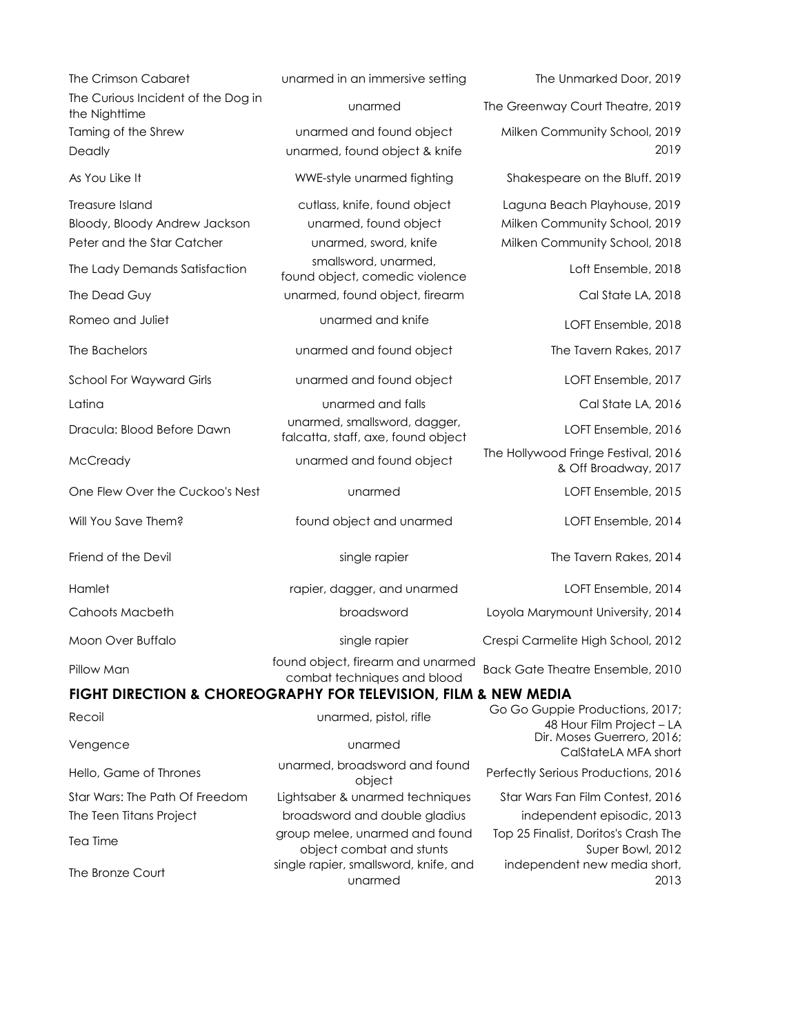| | | |
|---|---|---|
| The Crimson Cabaret | unarmed in an immersive setting | The Unmarked Door, 2019 |
| The Curious Incident of the Dog in the Nighttime | unarmed | The Greenway Court Theatre, 2019 |
| Taming of the Shrew | unarmed and found object | Milken Community School, 2019 |
| Deadly | unarmed, found object & knife | 2019 |
| As You Like It | WWE-style unarmed fighting | Shakespeare on the Bluff. 2019 |
| Treasure Island | cutlass, knife, found object | Laguna Beach Playhouse, 2019 |
| Bloody, Bloody Andrew Jackson | unarmed, found object | Milken Community School, 2019 |
| Peter and the Star Catcher | unarmed, sword, knife | Milken Community School, 2018 |
| The Lady Demands Satisfaction | smallsword, unarmed, found object, comedic violence | Loft Ensemble, 2018 |
| The Dead Guy | unarmed, found object, firearm | Cal State LA, 2018 |
| Romeo and Juliet | unarmed and knife | LOFT Ensemble, 2018 |
| The Bachelors | unarmed and found object | The Tavern Rakes, 2017 |
| School For Wayward Girls | unarmed and found object | LOFT Ensemble, 2017 |
| Latina | unarmed and falls | Cal State LA, 2016 |
| Dracula: Blood Before Dawn | unarmed, smallsword, dagger, falcatta, staff, axe, found object | LOFT Ensemble, 2016 |
| McCready | unarmed and found object | The Hollywood Fringe Festival, 2016 & Off Broadway, 2017 |
| One Flew Over the Cuckoo's Nest | unarmed | LOFT Ensemble, 2015 |
| Will You Save Them? | found object and unarmed | LOFT Ensemble, 2014 |
| Friend of the Devil | single rapier | The Tavern Rakes, 2014 |
| Hamlet | rapier, dagger, and unarmed | LOFT Ensemble, 2014 |
| Cahoots Macbeth | broadsword | Loyola Marymount University, 2014 |
| Moon Over Buffalo | single rapier | Crespi Carmelite High School, 2012 |
| Pillow Man | found object, firearm and unarmed combat techniques and blood | Back Gate Theatre Ensemble, 2010 |

## FIGHT DIRECTION & CHOREOGRAPHY FOR TELEVISION, FILM & NEW MEDIA

| | | |
|---|---|---|
| Recoil | unarmed, pistol, rifle | Go Go Guppie Productions, 2017; 48 Hour Film Project – LA |
| Vengence | unarmed | Dir. Moses Guerrero, 2016; CalStateLA MFA short |
| Hello, Game of Thrones | unarmed, broadsword and found object | Perfectly Serious Productions, 2016 |
| Star Wars: The Path Of Freedom | Lightsaber & unarmed techniques | Star Wars Fan Film Contest, 2016 |
| The Teen Titans Project | broadsword and double gladius | independent episodic, 2013 |
| Tea Time | group melee, unarmed and found object combat and stunts | Top 25 Finalist, Doritos's Crash The Super Bowl, 2012 |
| The Bronze Court | single rapier, smallsword, knife, and unarmed | independent new media short, 2013 |